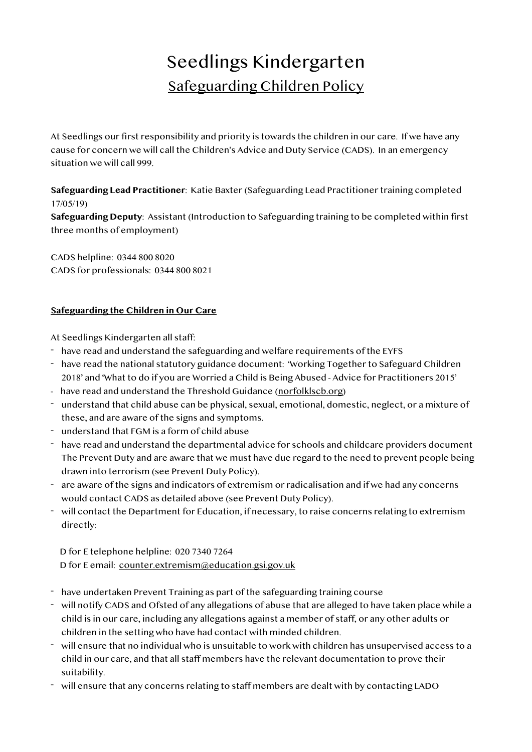# Seedlings Kindergarten

## Safeguarding Children Policy

At Seedlings our first responsibility and priority is towards the children in our care. If we have any cause for concern we will call the Children's Advice and Duty Service (CADS). In an emergency situation we will call 999.

**Safeguarding Lead Practitioner**: Katie Baxter (Safeguarding Lead Practitioner training completed 17/05/19)
**Safeguarding Deputy**: Assistant (Introduction to Safeguarding training to be completed within first three months of employment)

CADS helpline: 0344 800 8020
CADS for professionals: 0344 800 8021

### Safeguarding the Children in Our Care

At Seedlings Kindergarten all staff:

- have read and understand the safeguarding and welfare requirements of the EYFS
- have read the national statutory guidance document: 'Working Together to Safeguard Children 2018' and 'What to do if you are Worried a Child is Being Abused - Advice for Practitioners 2015'
- have read and understand the Threshold Guidance (norfolklscb.org)
- understand that child abuse can be physical, sexual, emotional, domestic, neglect, or a mixture of these, and are aware of the signs and symptoms.
- understand that FGM is a form of child abuse
- have read and understand the departmental advice for schools and childcare providers document The Prevent Duty and are aware that we must have due regard to the need to prevent people being drawn into terrorism (see Prevent Duty Policy).
- are aware of the signs and indicators of extremism or radicalisation and if we had any concerns would contact CADS as detailed above (see Prevent Duty Policy).
- will contact the Department for Education, if necessary, to raise concerns relating to extremism directly:

  D for E telephone helpline: 020 7340 7264
  D for E email: counter.extremism@education.gsi.gov.uk

- have undertaken Prevent Training as part of the safeguarding training course
- will notify CADS and Ofsted of any allegations of abuse that are alleged to have taken place while a child is in our care, including any allegations against a member of staff, or any other adults or children in the setting who have had contact with minded children.
- will ensure that no individual who is unsuitable to work with children has unsupervised access to a child in our care, and that all staff members have the relevant documentation to prove their suitability.
- will ensure that any concerns relating to staff members are dealt with by contacting LADO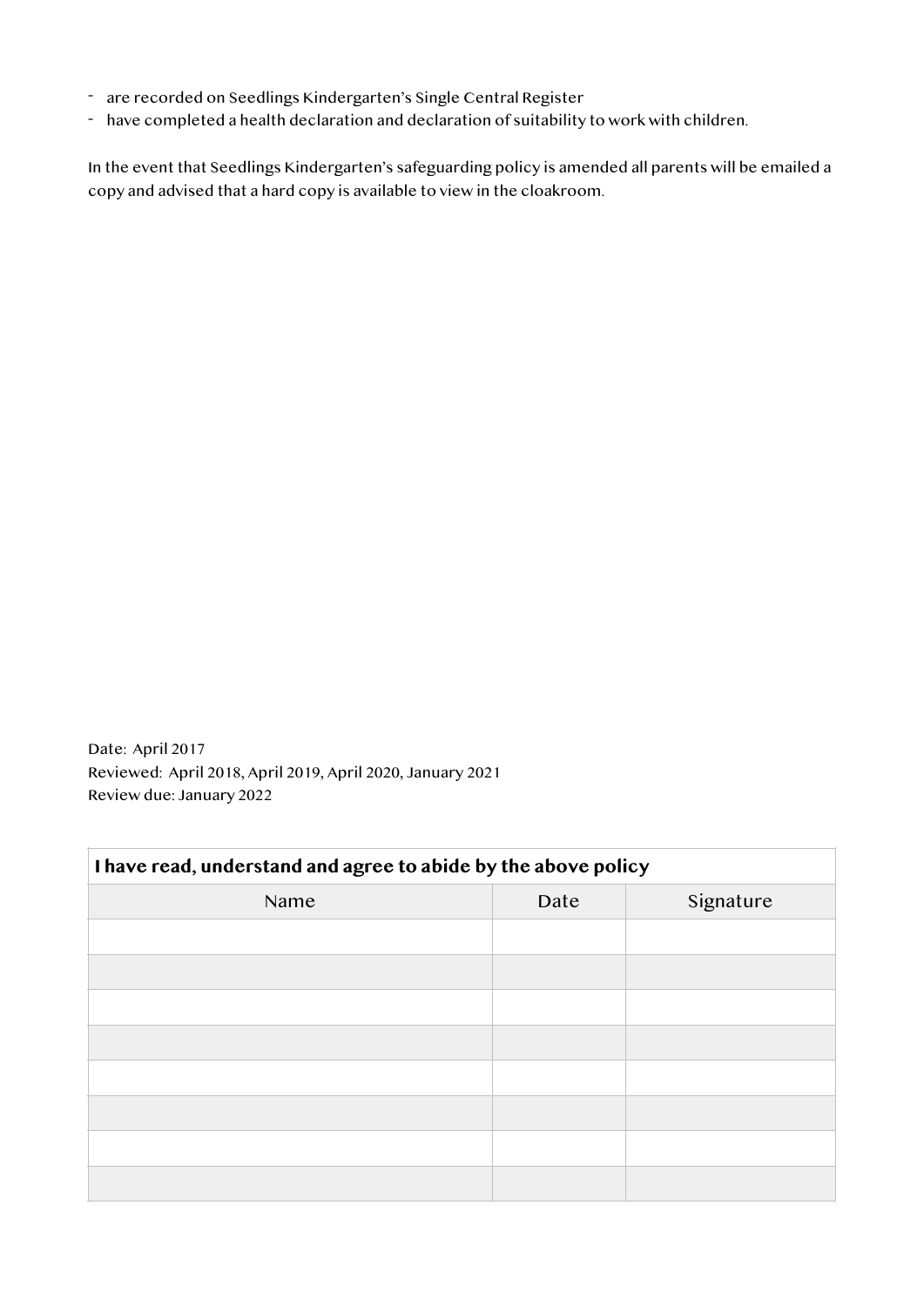- are recorded on Seedlings Kindergarten's Single Central Register
- have completed a health declaration and declaration of suitability to work with children.

In the event that Seedlings Kindergarten's safeguarding policy is amended all parents will be emailed a copy and advised that a hard copy is available to view in the cloakroom.

Date: April 2017
Reviewed: April 2018, April 2019, April 2020, January 2021
Review due: January 2022

| **I have read, understand and agree to abide by the above policy** | | |
|---|---|---|
| Name | Date | Signature |
| | | |
| | | |
| | | |
| | | |
| | | |
| | | |
| | | |
| | | |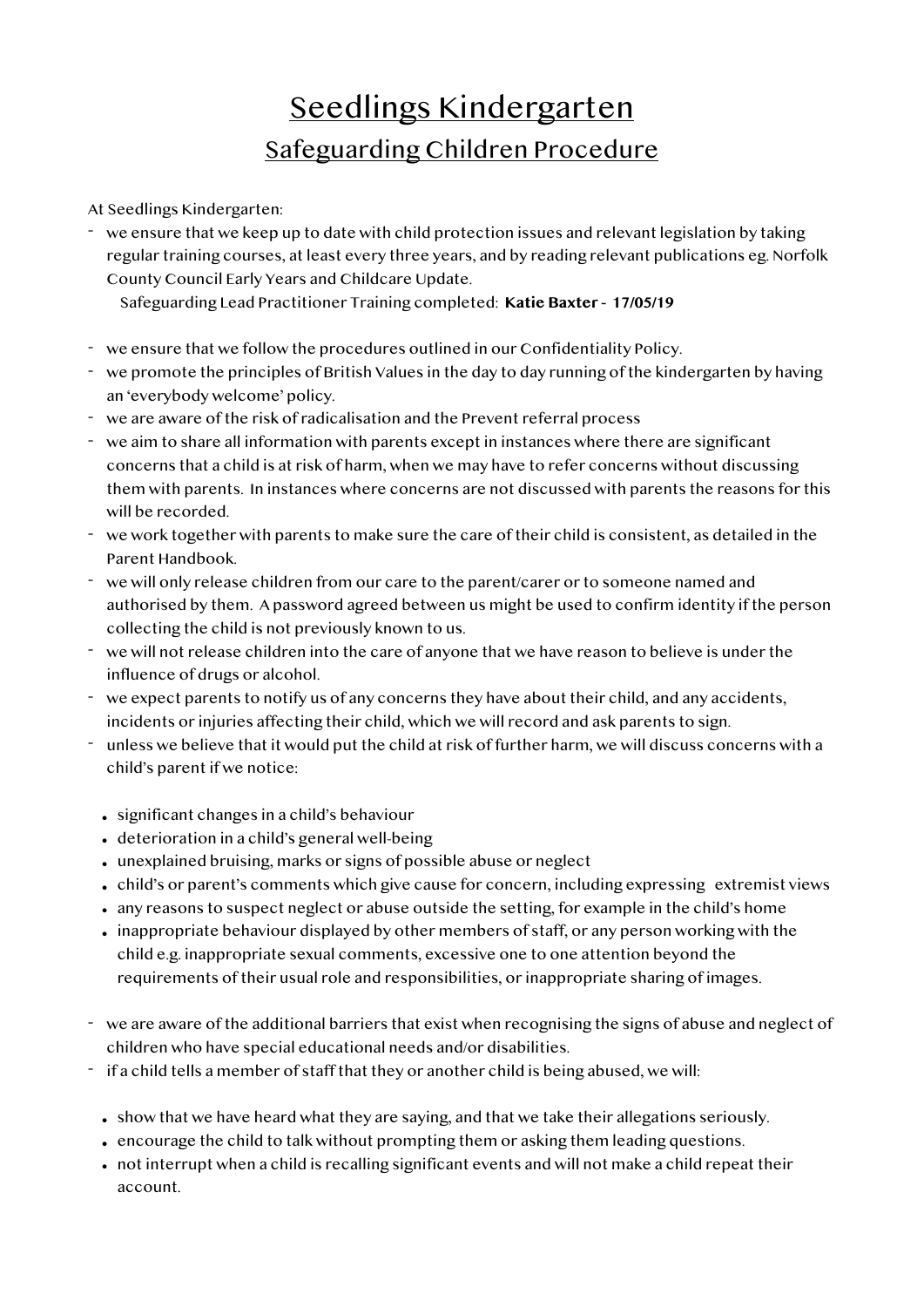# Seedlings Kindergarten

## Safeguarding Children Procedure

At Seedlings Kindergarten:

- we ensure that we keep up to date with child protection issues and relevant legislation by taking regular training courses, at least every three years, and by reading relevant publications eg. Norfolk County Council Early Years and Childcare Update.
  Safeguarding Lead Practitioner Training completed: **Katie Baxter - 17/05/19**

- we ensure that we follow the procedures outlined in our Confidentiality Policy.
- we promote the principles of British Values in the day to day running of the kindergarten by having an 'everybody welcome' policy.
- we are aware of the risk of radicalisation and the Prevent referral process
- we aim to share all information with parents except in instances where there are significant concerns that a child is at risk of harm, when we may have to refer concerns without discussing them with parents. In instances where concerns are not discussed with parents the reasons for this will be recorded.
- we work together with parents to make sure the care of their child is consistent, as detailed in the Parent Handbook.
- we will only release children from our care to the parent/carer or to someone named and authorised by them. A password agreed between us might be used to confirm identity if the person collecting the child is not previously known to us.
- we will not release children into the care of anyone that we have reason to believe is under the influence of drugs or alcohol.
- we expect parents to notify us of any concerns they have about their child, and any accidents, incidents or injuries affecting their child, which we will record and ask parents to sign.
- unless we believe that it would put the child at risk of further harm, we will discuss concerns with a child's parent if we notice:

  - significant changes in a child's behaviour
  - deterioration in a child's general well-being
  - unexplained bruising, marks or signs of possible abuse or neglect
  - child's or parent's comments which give cause for concern, including expressing extremist views
  - any reasons to suspect neglect or abuse outside the setting, for example in the child's home
  - inappropriate behaviour displayed by other members of staff, or any person working with the child e.g. inappropriate sexual comments, excessive one to one attention beyond the requirements of their usual role and responsibilities, or inappropriate sharing of images.

- we are aware of the additional barriers that exist when recognising the signs of abuse and neglect of children who have special educational needs and/or disabilities.
- if a child tells a member of staff that they or another child is being abused, we will:

  - show that we have heard what they are saying, and that we take their allegations seriously.
  - encourage the child to talk without prompting them or asking them leading questions.
  - not interrupt when a child is recalling significant events and will not make a child repeat their account.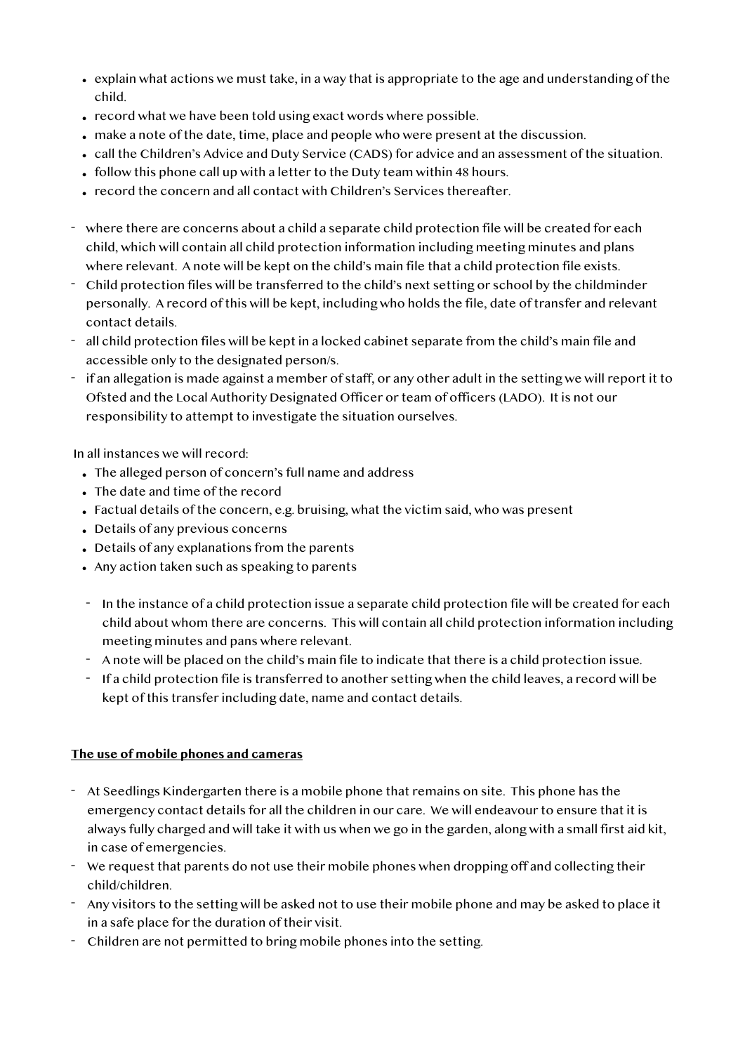- explain what actions we must take, in a way that is appropriate to the age and understanding of the child.
- record what we have been told using exact words where possible.
- make a note of the date, time, place and people who were present at the discussion.
- call the Children's Advice and Duty Service (CADS) for advice and an assessment of the situation.
- follow this phone call up with a letter to the Duty team within 48 hours.
- record the concern and all contact with Children's Services thereafter.

- where there are concerns about a child a separate child protection file will be created for each child, which will contain all child protection information including meeting minutes and plans where relevant. A note will be kept on the child's main file that a child protection file exists.
- Child protection files will be transferred to the child's next setting or school by the childminder personally. A record of this will be kept, including who holds the file, date of transfer and relevant contact details.
- all child protection files will be kept in a locked cabinet separate from the child's main file and accessible only to the designated person/s.
- if an allegation is made against a member of staff, or any other adult in the setting we will report it to Ofsted and the Local Authority Designated Officer or team of officers (LADO). It is not our responsibility to attempt to investigate the situation ourselves.

In all instances we will record:

- The alleged person of concern's full name and address
- The date and time of the record
- Factual details of the concern, e.g. bruising, what the victim said, who was present
- Details of any previous concerns
- Details of any explanations from the parents
- Any action taken such as speaking to parents

  - In the instance of a child protection issue a separate child protection file will be created for each child about whom there are concerns. This will contain all child protection information including meeting minutes and pans where relevant.
  - A note will be placed on the child's main file to indicate that there is a child protection issue.
  - If a child protection file is transferred to another setting when the child leaves, a record will be kept of this transfer including date, name and contact details.

**The use of mobile phones and cameras**

- At Seedlings Kindergarten there is a mobile phone that remains on site. This phone has the emergency contact details for all the children in our care. We will endeavour to ensure that it is always fully charged and will take it with us when we go in the garden, along with a small first aid kit, in case of emergencies.
- We request that parents do not use their mobile phones when dropping off and collecting their child/children.
- Any visitors to the setting will be asked not to use their mobile phone and may be asked to place it in a safe place for the duration of their visit.
- Children are not permitted to bring mobile phones into the setting.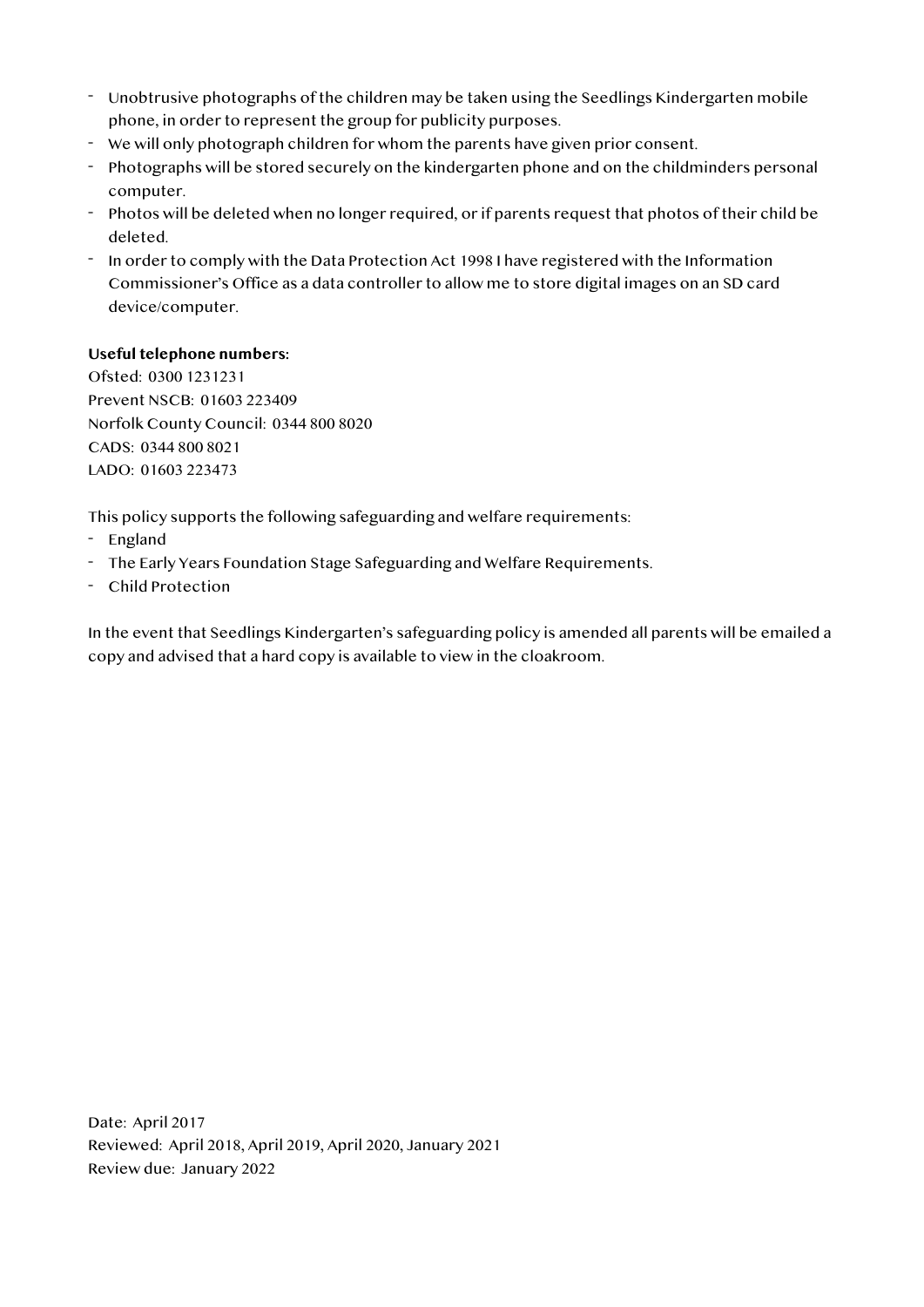- Unobtrusive photographs of the children may be taken using the Seedlings Kindergarten mobile phone, in order to represent the group for publicity purposes.
- We will only photograph children for whom the parents have given prior consent.
- Photographs will be stored securely on the kindergarten phone and on the childminders personal computer.
- Photos will be deleted when no longer required, or if parents request that photos of their child be deleted.
- In order to comply with the Data Protection Act 1998 I have registered with the Information Commissioner's Office as a data controller to allow me to store digital images on an SD card device/computer.

**Useful telephone numbers:**

Ofsted: 0300 1231231
Prevent NSCB: 01603 223409
Norfolk County Council: 0344 800 8020
CADS: 0344 800 8021
LADO: 01603 223473

This policy supports the following safeguarding and welfare requirements:

- England
- The Early Years Foundation Stage Safeguarding and Welfare Requirements.
- Child Protection

In the event that Seedlings Kindergarten's safeguarding policy is amended all parents will be emailed a copy and advised that a hard copy is available to view in the cloakroom.

Date: April 2017
Reviewed: April 2018, April 2019, April 2020, January 2021
Review due: January 2022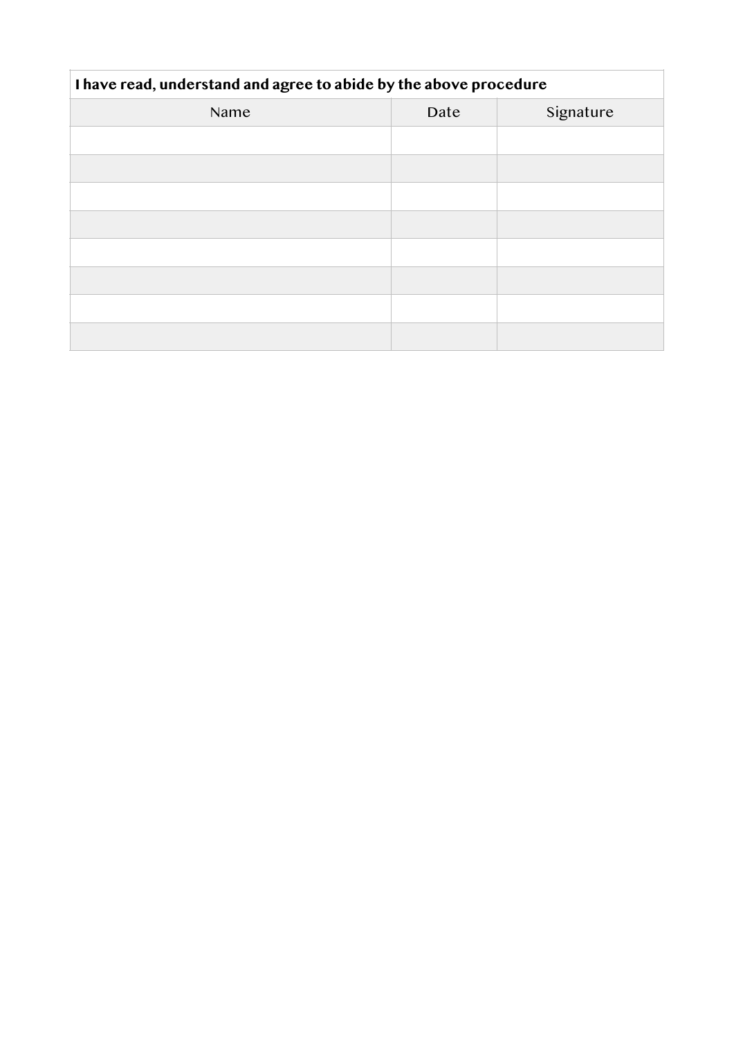**I have read, understand and agree to abide by the above procedure**

| Name | Date | Signature |
|---|---|---|
| | | |
| | | |
| | | |
| | | |
| | | |
| | | |
| | | |
| | | |